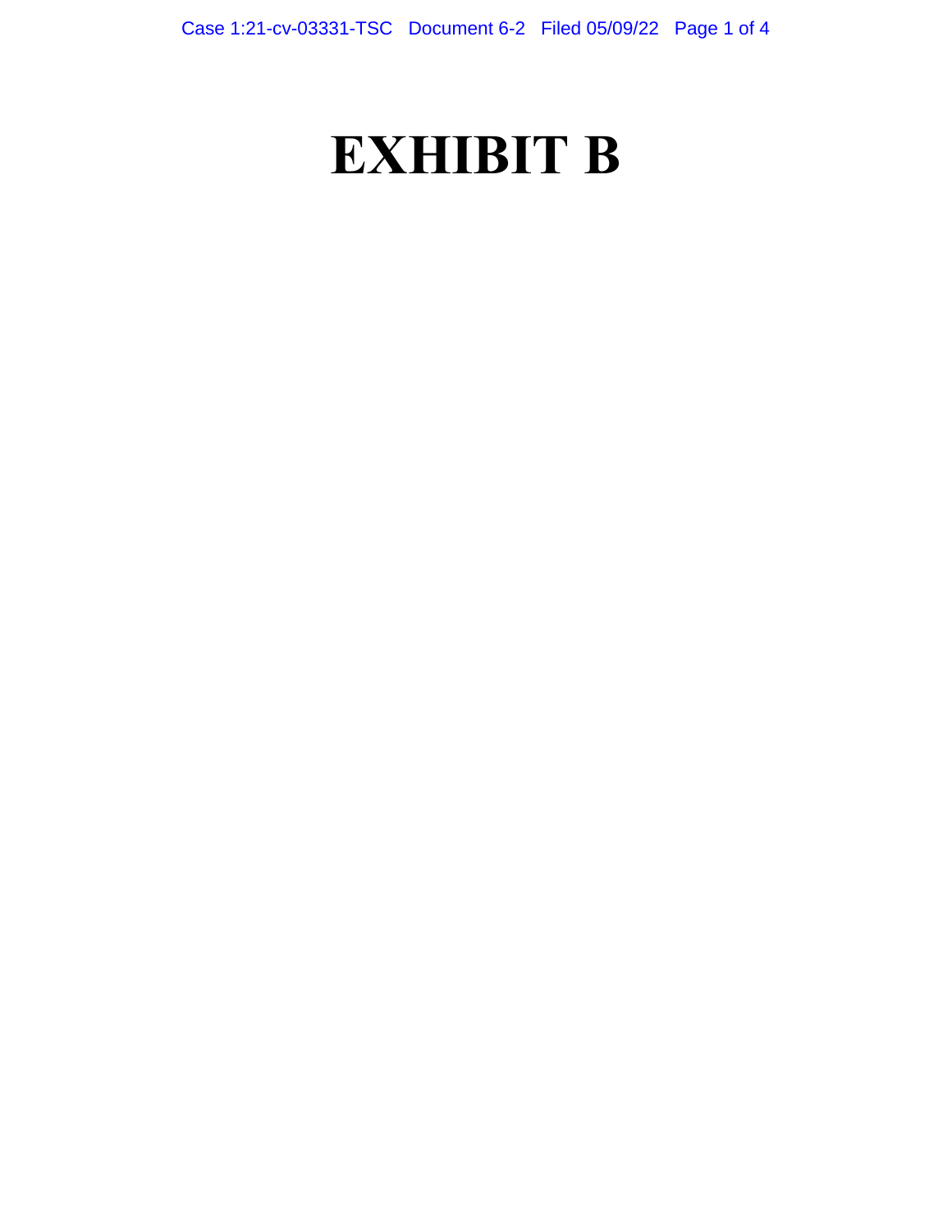# EXHIBIT B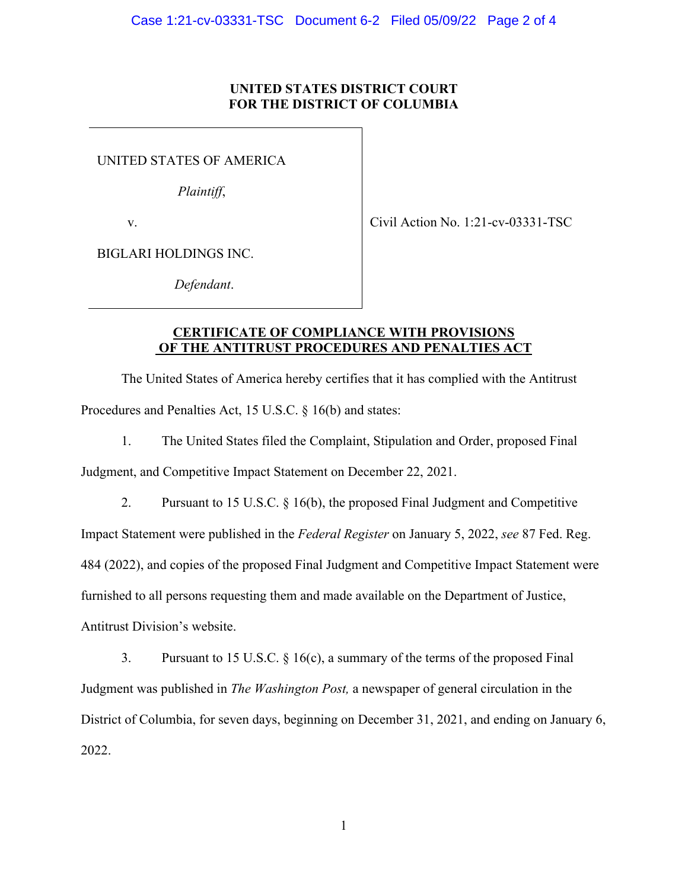**UNITED STATES DISTRICT COURT**
**FOR THE DISTRICT OF COLUMBIA**

| | |
|---|---|
| UNITED STATES OF AMERICA<br><br>*Plaintiff*,<br><br>v.<br><br>BIGLARI HOLDINGS INC.<br><br>*Defendant*. | Civil Action No. 1:21-cv-03331-TSC |

**CERTIFICATE OF COMPLIANCE WITH PROVISIONS OF THE ANTITRUST PROCEDURES AND PENALTIES ACT**

The United States of America hereby certifies that it has complied with the Antitrust Procedures and Penalties Act, 15 U.S.C. § 16(b) and states:

1. The United States filed the Complaint, Stipulation and Order, proposed Final Judgment, and Competitive Impact Statement on December 22, 2021.

2. Pursuant to 15 U.S.C. § 16(b), the proposed Final Judgment and Competitive Impact Statement were published in the *Federal Register* on January 5, 2022, *see* 87 Fed. Reg. 484 (2022), and copies of the proposed Final Judgment and Competitive Impact Statement were furnished to all persons requesting them and made available on the Department of Justice, Antitrust Division's website.

3. Pursuant to 15 U.S.C. § 16(c), a summary of the terms of the proposed Final Judgment was published in *The Washington Post,* a newspaper of general circulation in the District of Columbia, for seven days, beginning on December 31, 2021, and ending on January 6, 2022.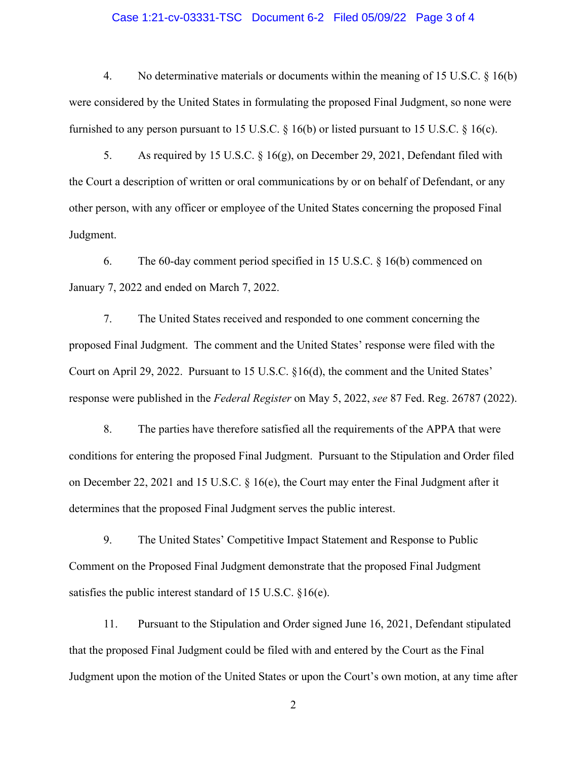4. No determinative materials or documents within the meaning of 15 U.S.C. § 16(b) were considered by the United States in formulating the proposed Final Judgment, so none were furnished to any person pursuant to 15 U.S.C. § 16(b) or listed pursuant to 15 U.S.C. § 16(c).

5. As required by 15 U.S.C. § 16(g), on December 29, 2021, Defendant filed with the Court a description of written or oral communications by or on behalf of Defendant, or any other person, with any officer or employee of the United States concerning the proposed Final Judgment.

6. The 60-day comment period specified in 15 U.S.C. § 16(b) commenced on January 7, 2022 and ended on March 7, 2022.

7. The United States received and responded to one comment concerning the proposed Final Judgment. The comment and the United States' response were filed with the Court on April 29, 2022. Pursuant to 15 U.S.C. §16(d), the comment and the United States' response were published in the *Federal Register* on May 5, 2022, *see* 87 Fed. Reg. 26787 (2022).

8. The parties have therefore satisfied all the requirements of the APPA that were conditions for entering the proposed Final Judgment. Pursuant to the Stipulation and Order filed on December 22, 2021 and 15 U.S.C. § 16(e), the Court may enter the Final Judgment after it determines that the proposed Final Judgment serves the public interest.

9. The United States' Competitive Impact Statement and Response to Public Comment on the Proposed Final Judgment demonstrate that the proposed Final Judgment satisfies the public interest standard of 15 U.S.C. §16(e).

11. Pursuant to the Stipulation and Order signed June 16, 2021, Defendant stipulated that the proposed Final Judgment could be filed with and entered by the Court as the Final Judgment upon the motion of the United States or upon the Court's own motion, at any time after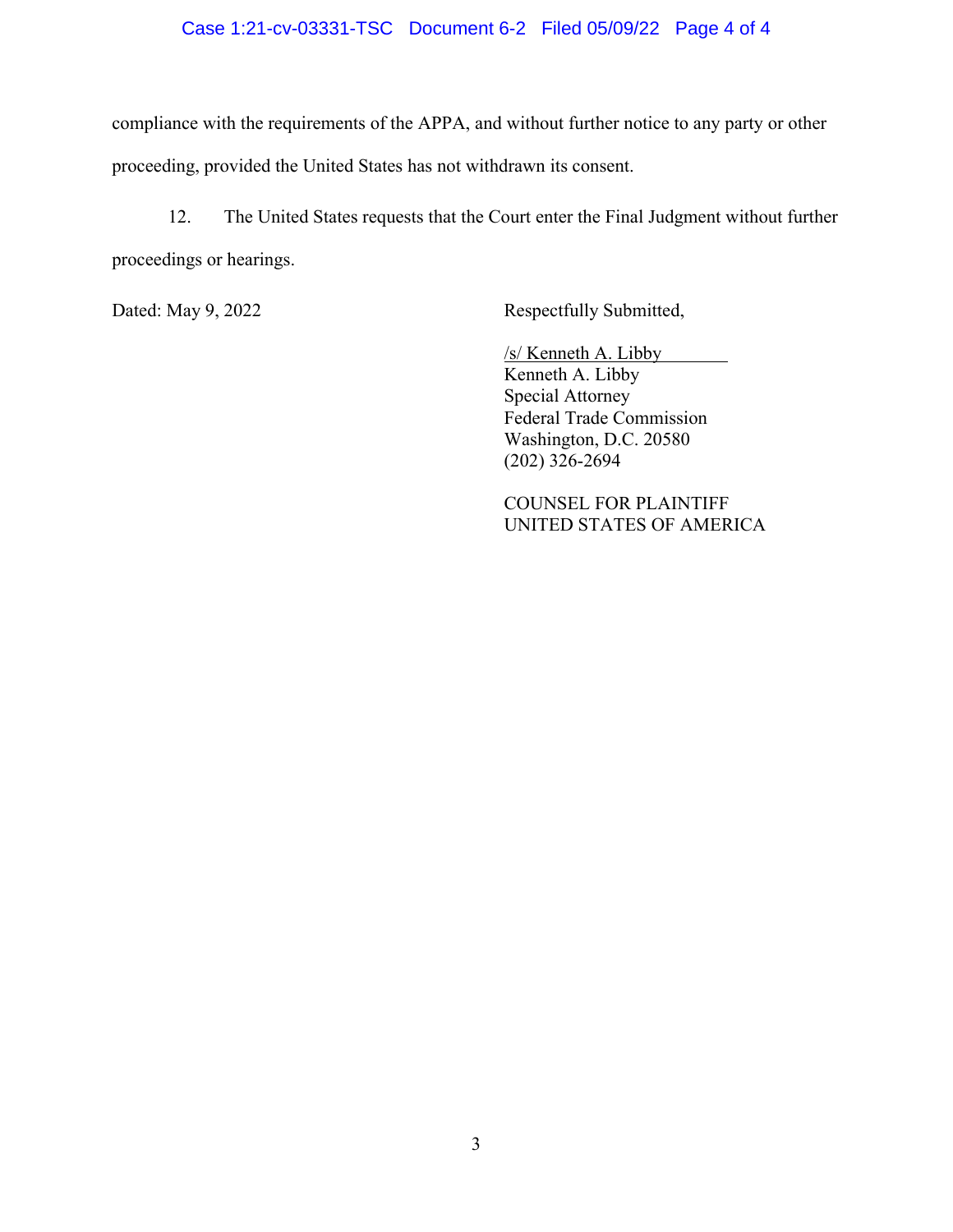compliance with the requirements of the APPA, and without further notice to any party or other proceeding, provided the United States has not withdrawn its consent.

12. The United States requests that the Court enter the Final Judgment without further proceedings or hearings.

Dated: May 9, 2022

Respectfully Submitted,

/s/ Kenneth A. Libby
Kenneth A. Libby
Special Attorney
Federal Trade Commission
Washington, D.C. 20580
(202) 326-2694

COUNSEL FOR PLAINTIFF
UNITED STATES OF AMERICA